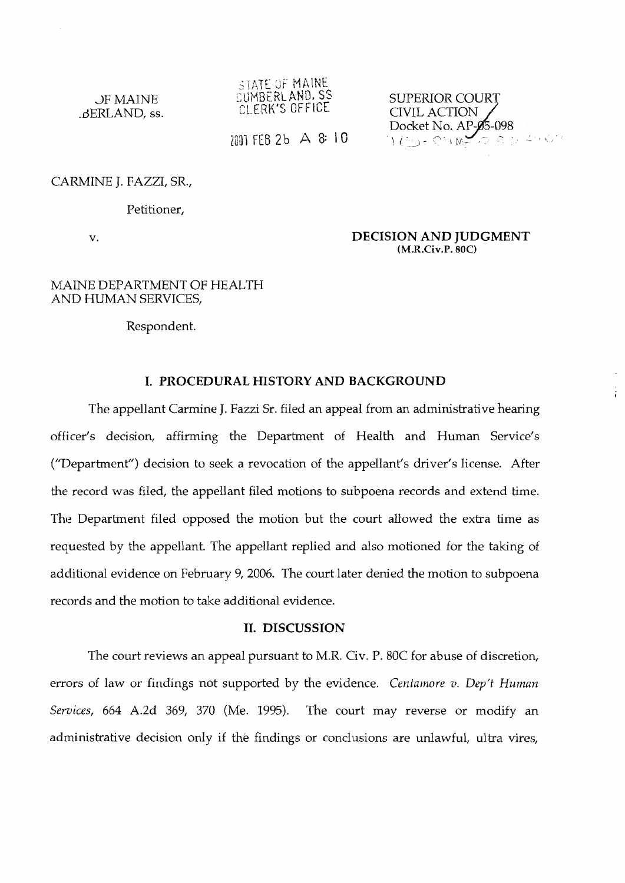OF MAINE
CUMBERLAND, ss.

STATE OF MAINE
CUMBERLAND, SS
CLERK'S OFFICE

2007 FEB 26 A 8: 10

SUPERIOR COURT
CIVIL ACTION
Docket No. AP-05-098

CARMINE J. FAZZI, SR.,

Petitioner,

v.

**DECISION AND JUDGMENT**
**(M.R.Civ.P. 80C)**

MAINE DEPARTMENT OF HEALTH AND HUMAN SERVICES,

Respondent.

## I. PROCEDURAL HISTORY AND BACKGROUND

The appellant Carmine J. Fazzi Sr. filed an appeal from an administrative hearing officer's decision, affirming the Department of Health and Human Service's ("Department") decision to seek a revocation of the appellant's driver's license. After the record was filed, the appellant filed motions to subpoena records and extend time. The Department filed opposed the motion but the court allowed the extra time as requested by the appellant. The appellant replied and also motioned for the taking of additional evidence on February 9, 2006. The court later denied the motion to subpoena records and the motion to take additional evidence.

## II. DISCUSSION

The court reviews an appeal pursuant to M.R. Civ. P. 80C for abuse of discretion, errors of law or findings not supported by the evidence. *Centamore v. Dep't Human Services*, 664 A.2d 369, 370 (Me. 1995). The court may reverse or modify an administrative decision only if the findings or conclusions are unlawful, ultra vires,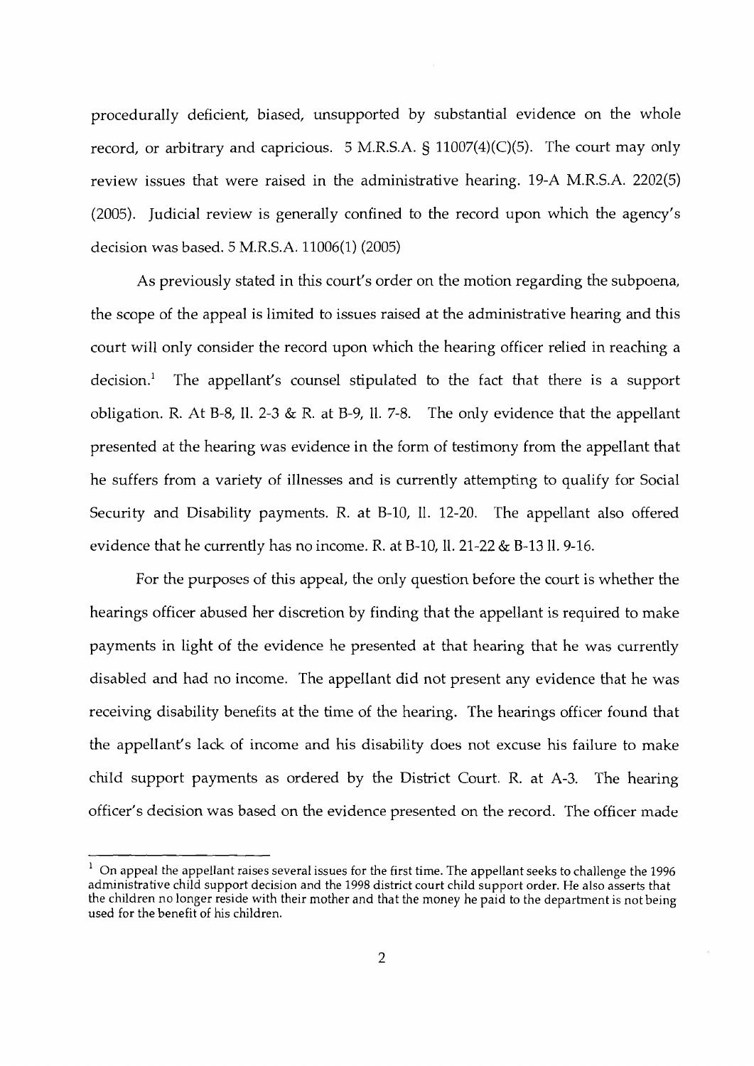procedurally deficient, biased, unsupported by substantial evidence on the whole record, or arbitrary and capricious. 5 M.R.S.A. § 11007(4)(C)(5). The court may only review issues that were raised in the administrative hearing. 19-A M.R.S.A. 2202(5) (2005). Judicial review is generally confined to the record upon which the agency's decision was based. 5 M.R.S.A. 11006(1) (2005)

As previously stated in this court's order on the motion regarding the subpoena, the scope of the appeal is limited to issues raised at the administrative hearing and this court will only consider the record upon which the hearing officer relied in reaching a decision.[1] The appellant's counsel stipulated to the fact that there is a support obligation. R. At B-8, ll. 2-3 & R. at B-9, ll. 7-8. The only evidence that the appellant presented at the hearing was evidence in the form of testimony from the appellant that he suffers from a variety of illnesses and is currently attempting to qualify for Social Security and Disability payments. R. at B-10, ll. 12-20. The appellant also offered evidence that he currently has no income. R. at B-10, ll. 21-22 & B-13 ll. 9-16.

For the purposes of this appeal, the only question before the court is whether the hearings officer abused her discretion by finding that the appellant is required to make payments in light of the evidence he presented at that hearing that he was currently disabled and had no income. The appellant did not present any evidence that he was receiving disability benefits at the time of the hearing. The hearings officer found that the appellant's lack of income and his disability does not excuse his failure to make child support payments as ordered by the District Court. R. at A-3. The hearing officer's decision was based on the evidence presented on the record. The officer made

[1] On appeal the appellant raises several issues for the first time. The appellant seeks to challenge the 1996 administrative child support decision and the 1998 district court child support order. He also asserts that the children no longer reside with their mother and that the money he paid to the department is not being used for the benefit of his children.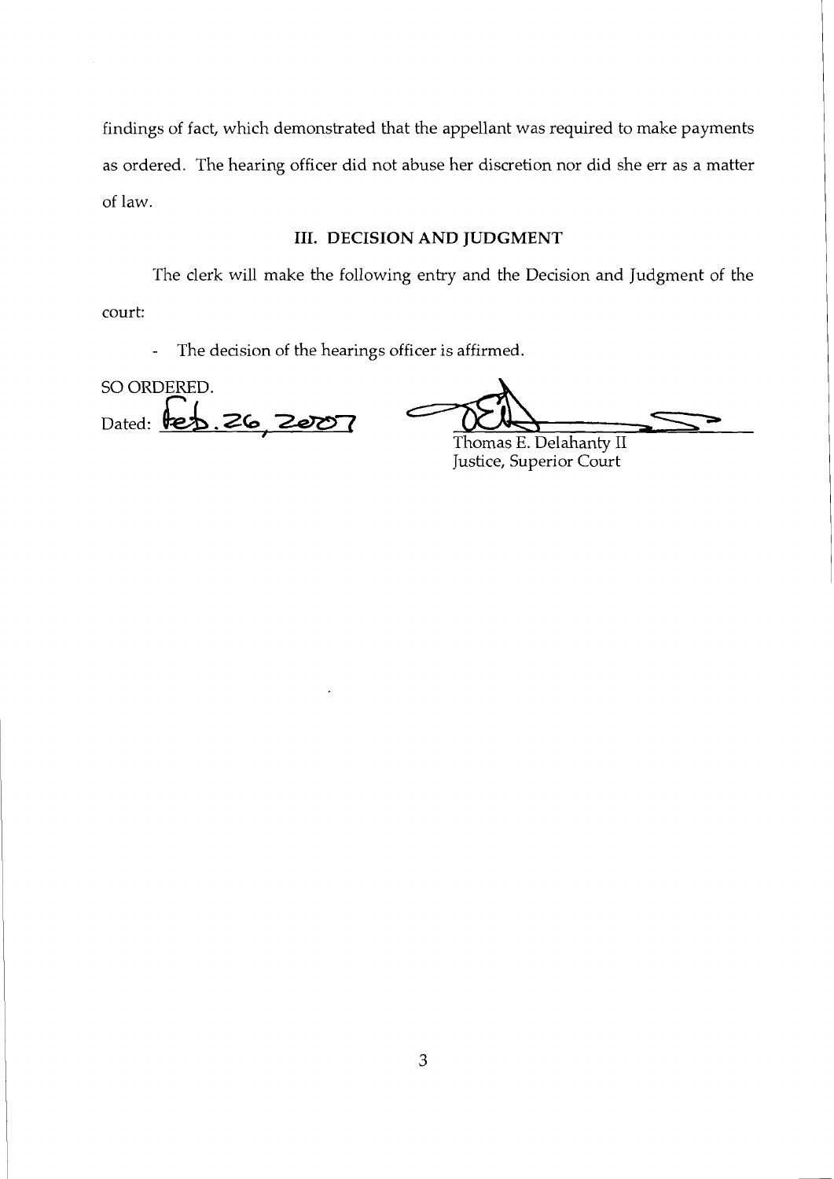findings of fact, which demonstrated that the appellant was required to make payments as ordered. The hearing officer did not abuse her discretion nor did she err as a matter of law.

## III. DECISION AND JUDGMENT

The clerk will make the following entry and the Decision and Judgment of the court:

- The decision of the hearings officer is affirmed.

SO ORDERED.

Dated: Feb. 26, 2007

Thomas E. Delahanty II
Justice, Superior Court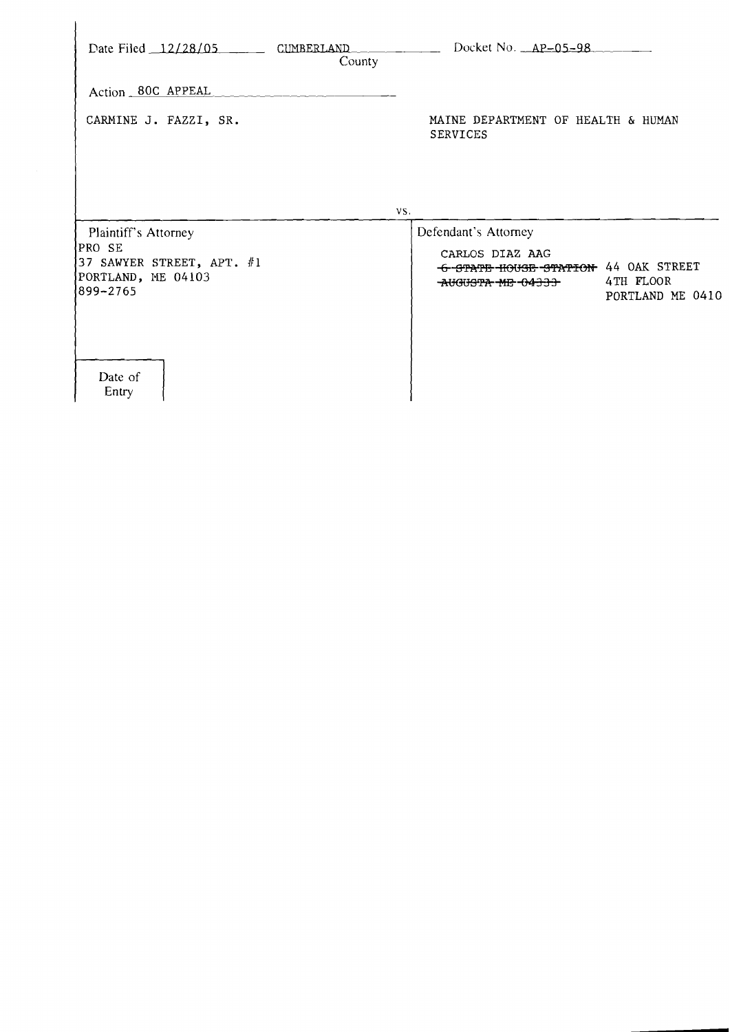Date Filed 12/28/05 CUMBERLAND County Docket No. AP-05-98

Action 80C APPEAL

CARMINE J. FAZZI, SR.

vs.

MAINE DEPARTMENT OF HEALTH & HUMAN SERVICES

| Plaintiff's Attorney | Defendant's Attorney |
|---|---|
| PRO SE<br>37 SAWYER STREET, APT. #1<br>PORTLAND, ME 04103<br>899-2765 | CARLOS DIAZ AAG<br>~~6 STATE HOUSE STATION~~ 44 OAK STREET<br>~~AUGUSTA ME 04333~~ 4TH FLOOR<br>PORTLAND ME 0410 |

Date of Entry